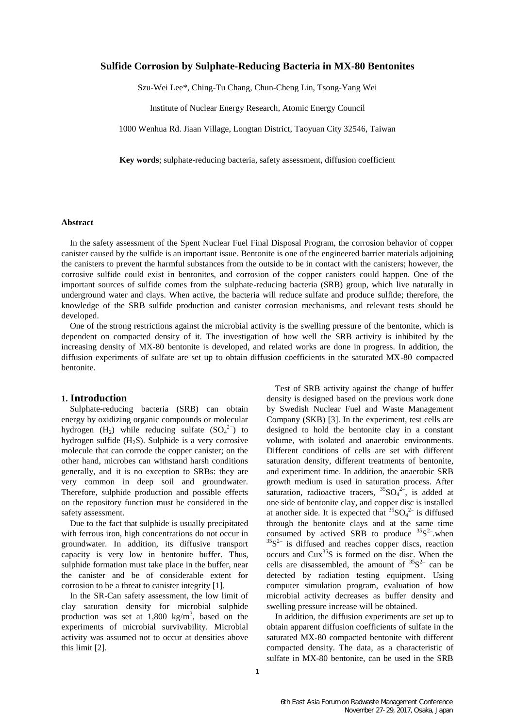# Sulfide Corrosion by Sulphate-Reducing Bacteria in MX-80 Bentonites

Szu-Wei Lee*, Ching-Tu Chang, Chun-Cheng Lin, Tsong-Yang Wei

Institute of Nuclear Energy Research, Atomic Energy Council

1000 Wenhua Rd. Jiaan Village, Longtan District, Taoyuan City 32546, Taiwan

**Key words**; sulphate-reducing bacteria, safety assessment, diffusion coefficient

### Abstract

In the safety assessment of the Spent Nuclear Fuel Final Disposal Program, the corrosion behavior of copper canister caused by the sulfide is an important issue. Bentonite is one of the engineered barrier materials adjoining the canisters to prevent the harmful substances from the outside to be in contact with the canisters; however, the corrosive sulfide could exist in bentonites, and corrosion of the copper canisters could happen. One of the important sources of sulfide comes from the sulphate-reducing bacteria (SRB) group, which live naturally in underground water and clays. When active, the bacteria will reduce sulfate and produce sulfide; therefore, the knowledge of the SRB sulfide production and canister corrosion mechanisms, and relevant tests should be developed.

One of the strong restrictions against the microbial activity is the swelling pressure of the bentonite, which is dependent on compacted density of it. The investigation of how well the SRB activity is inhibited by the increasing density of MX-80 bentonite is developed, and related works are done in progress. In addition, the diffusion experiments of sulfate are set up to obtain diffusion coefficients in the saturated MX-80 compacted bentonite.

## 1. Introduction

Sulphate-reducing bacteria (SRB) can obtain energy by oxidizing organic compounds or molecular hydrogen ($H_2$) while reducing sulfate ($SO_4^{2-}$) to hydrogen sulfide ($H_2S$). Sulphide is a very corrosive molecule that can corrode the copper canister; on the other hand, microbes can withstand harsh conditions generally, and it is no exception to SRBs: they are very common in deep soil and groundwater. Therefore, sulphide production and possible effects on the repository function must be considered in the safety assessment.

Due to the fact that sulphide is usually precipitated with ferrous iron, high concentrations do not occur in groundwater. In addition, its diffusive transport capacity is very low in bentonite buffer. Thus, sulphide formation must take place in the buffer, near the canister and be of considerable extent for corrosion to be a threat to canister integrity [1].

In the SR-Can safety assessment, the low limit of clay saturation density for microbial sulphide production was set at 1,800 kg/m$^3$, based on the experiments of microbial survivability. Microbial activity was assumed not to occur at densities above this limit [2].

Test of SRB activity against the change of buffer density is designed based on the previous work done by Swedish Nuclear Fuel and Waste Management Company (SKB) [3]. In the experiment, test cells are designed to hold the bentonite clay in a constant volume, with isolated and anaerobic environments. Different conditions of cells are set with different saturation density, different treatments of bentonite, and experiment time. In addition, the anaerobic SRB growth medium is used in saturation process. After saturation, radioactive tracers, $^{35}SO_4^{2-}$, is added at one side of bentonite clay, and copper disc is installed at another side. It is expected that $^{35}SO_4^{2-}$ is diffused through the bentonite clays and at the same time consumed by actived SRB to produce $^{35}S^{2-}$.when $^{35}S^{2-}$ is diffused and reaches copper discs, reaction occurs and $Cux^{35}S$ is formed on the disc. When the cells are disassembled, the amount of $^{35}S^{2-}$ can be detected by radiation testing equipment. Using computer simulation program, evaluation of how microbial activity decreases as buffer density and swelling pressure increase will be obtained.

In addition, the diffusion experiments are set up to obtain apparent diffusion coefficients of sulfate in the saturated MX-80 compacted bentonite with different compacted density. The data, as a characteristic of sulfate in MX-80 bentonite, can be used in the SRB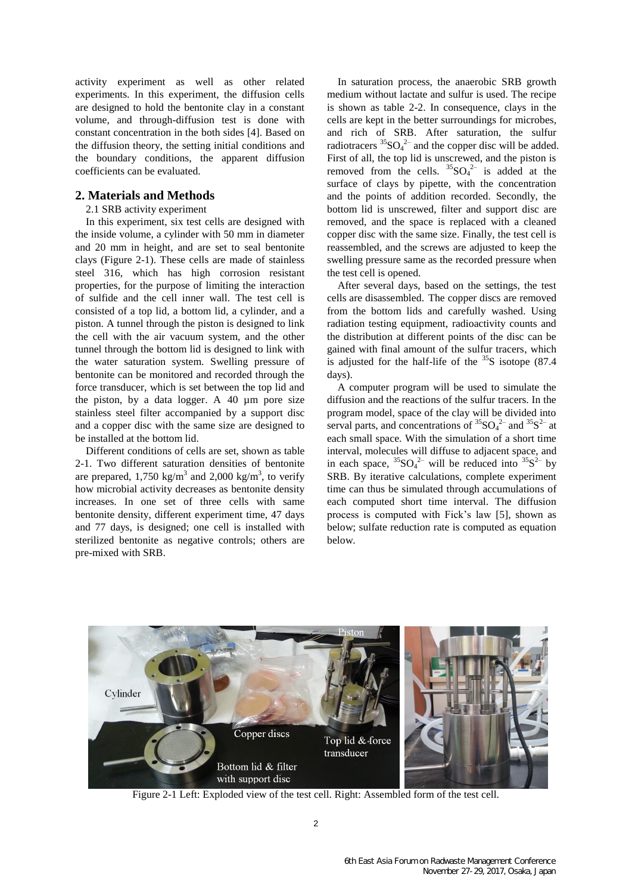activity experiment as well as other related experiments. In this experiment, the diffusion cells are designed to hold the bentonite clay in a constant volume, and through-diffusion test is done with constant concentration in the both sides [4]. Based on the diffusion theory, the setting initial conditions and the boundary conditions, the apparent diffusion coefficients can be evaluated.

## 2. Materials and Methods

2.1 SRB activity experiment

In this experiment, six test cells are designed with the inside volume, a cylinder with 50 mm in diameter and 20 mm in height, and are set to seal bentonite clays (Figure 2-1). These cells are made of stainless steel 316, which has high corrosion resistant properties, for the purpose of limiting the interaction of sulfide and the cell inner wall. The test cell is consisted of a top lid, a bottom lid, a cylinder, and a piston. A tunnel through the piston is designed to link the cell with the air vacuum system, and the other tunnel through the bottom lid is designed to link with the water saturation system. Swelling pressure of bentonite can be monitored and recorded through the force transducer, which is set between the top lid and the piston, by a data logger. A 40 µm pore size stainless steel filter accompanied by a support disc and a copper disc with the same size are designed to be installed at the bottom lid.

Different conditions of cells are set, shown as table 2-1. Two different saturation densities of bentonite are prepared, 1,750 kg/m$^3$ and 2,000 kg/m$^3$, to verify how microbial activity decreases as bentonite density increases. In one set of three cells with same bentonite density, different experiment time, 47 days and 77 days, is designed; one cell is installed with sterilized bentonite as negative controls; others are pre-mixed with SRB.

In saturation process, the anaerobic SRB growth medium without lactate and sulfur is used. The recipe is shown as table 2-2. In consequence, clays in the cells are kept in the better surroundings for microbes, and rich of SRB. After saturation, the sulfur radiotracers $^{35}SO_4^{2-}$ and the copper disc will be added. First of all, the top lid is unscrewed, and the piston is removed from the cells. $^{35}SO_4^{2-}$ is added at the surface of clays by pipette, with the concentration and the points of addition recorded. Secondly, the bottom lid is unscrewed, filter and support disc are removed, and the space is replaced with a cleaned copper disc with the same size. Finally, the test cell is reassembled, and the screws are adjusted to keep the swelling pressure same as the recorded pressure when the test cell is opened.

After several days, based on the settings, the test cells are disassembled. The copper discs are removed from the bottom lids and carefully washed. Using radiation testing equipment, radioactivity counts and the distribution at different points of the disc can be gained with final amount of the sulfur tracers, which is adjusted for the half-life of the $^{35}S$ isotope (87.4 days).

A computer program will be used to simulate the diffusion and the reactions of the sulfur tracers. In the program model, space of the clay will be divided into serval parts, and concentrations of $^{35}SO_4^{2-}$ and $^{35}S^{2-}$ at each small space. With the simulation of a short time interval, molecules will diffuse to adjacent space, and in each space, $^{35}SO_4^{2-}$ will be reduced into $^{35}S^{2-}$ by SRB. By iterative calculations, complete experiment time can thus be simulated through accumulations of each computed short time interval. The diffusion process is computed with Fick's law [5], shown as below; sulfate reduction rate is computed as equation below.

Figure 2-1 Left: Exploded view of the test cell. Right: Assembled form of the test cell.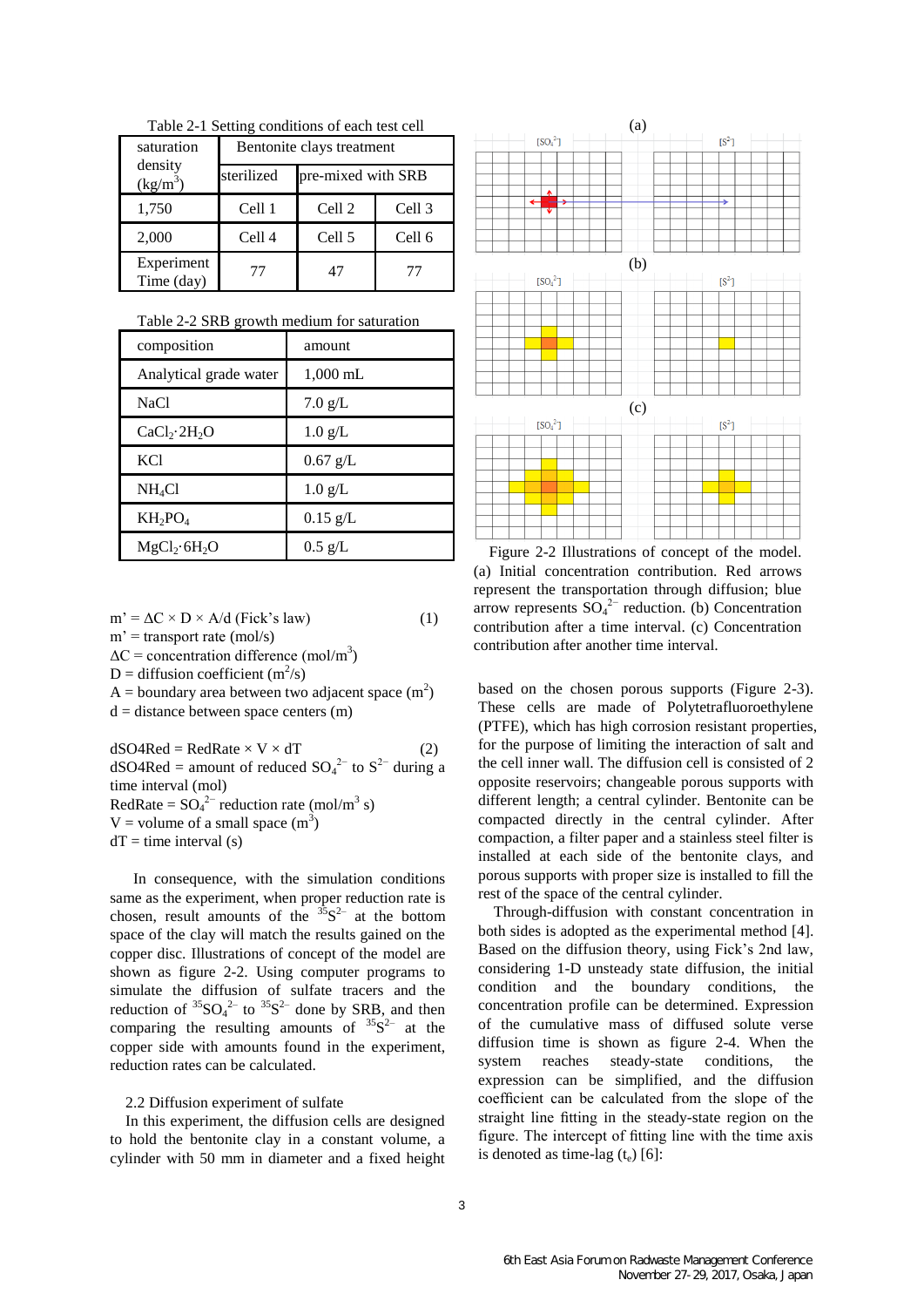Table 2-1 Setting conditions of each test cell

| saturation density ($kg/m^3$) | Bentonite clays treatment | | |
|---|---|---|---|
| | sterilized | pre-mixed with SRB | |
| 1,750 | Cell 1 | Cell 2 | Cell 3 |
| 2,000 | Cell 4 | Cell 5 | Cell 6 |
| Experiment Time (day) | 77 | 47 | 77 |

Table 2-2 SRB growth medium for saturation

| composition | amount |
|---|---|
| Analytical grade water | 1,000 mL |
| NaCl | 7.0 g/L |
| $CaCl_2 \cdot 2H_2O$ | 1.0 g/L |
| KCl | 0.67 g/L |
| $NH_4Cl$ | 1.0 g/L |
| $KH_2PO_4$ | 0.15 g/L |
| $MgCl_2 \cdot 6H_2O$ | 0.5 g/L |

$$m' = \Delta C \times D \times A/d \text{ (Fick's law)} \quad (1)$$

$m'$ = transport rate (mol/s)
$\Delta C$ = concentration difference ($mol/m^3$)
D = diffusion coefficient ($m^2/s$)
A = boundary area between two adjacent space ($m^2$)
d = distance between space centers (m)

$$dSO4Red = RedRate \times V \times dT \quad (2)$$

dSO4Red = amount of reduced $SO_4^{2-}$ to $S^{2-}$ during a time interval (mol)
RedRate = $SO_4^{2-}$ reduction rate ($mol/m^3$ s)
V = volume of a small space ($m^3$)
dT = time interval (s)

In consequence, with the simulation conditions same as the experiment, when proper reduction rate is chosen, result amounts of the $^{35}S^{2-}$ at the bottom space of the clay will match the results gained on the copper disc. Illustrations of concept of the model are shown as figure 2-2. Using computer programs to simulate the diffusion of sulfate tracers and the reduction of $^{35}SO_4^{2-}$ to $^{35}S^{2-}$ done by SRB, and then comparing the resulting amounts of $^{35}S^{2-}$ at the copper side with amounts found in the experiment, reduction rates can be calculated.

### 2.2 Diffusion experiment of sulfate

In this experiment, the diffusion cells are designed to hold the bentonite clay in a constant volume, a cylinder with 50 mm in diameter and a fixed height

Figure 2-2 Illustrations of concept of the model. (a) Initial concentration contribution. Red arrows represent the transportation through diffusion; blue arrow represents $SO_4^{2-}$ reduction. (b) Concentration contribution after a time interval. (c) Concentration contribution after another time interval.

based on the chosen porous supports (Figure 2-3). These cells are made of Polytetrafluoroethylene (PTFE), which has high corrosion resistant properties, for the purpose of limiting the interaction of salt and the cell inner wall. The diffusion cell is consisted of 2 opposite reservoirs; changeable porous supports with different length; a central cylinder. Bentonite can be compacted directly in the central cylinder. After compaction, a filter paper and a stainless steel filter is installed at each side of the bentonite clays, and porous supports with proper size is installed to fill the rest of the space of the central cylinder.

Through-diffusion with constant concentration in both sides is adopted as the experimental method [4]. Based on the diffusion theory, using Fick's 2nd law, considering 1-D unsteady state diffusion, the initial condition and the boundary conditions, the concentration profile can be determined. Expression of the cumulative mass of diffused solute verse diffusion time is shown as figure 2-4. When the system reaches steady-state conditions, the expression can be simplified, and the diffusion coefficient can be calculated from the slope of the straight line fitting in the steady-state region on the figure. The intercept of fitting line with the time axis is denoted as time-lag ($t_e$) [6]: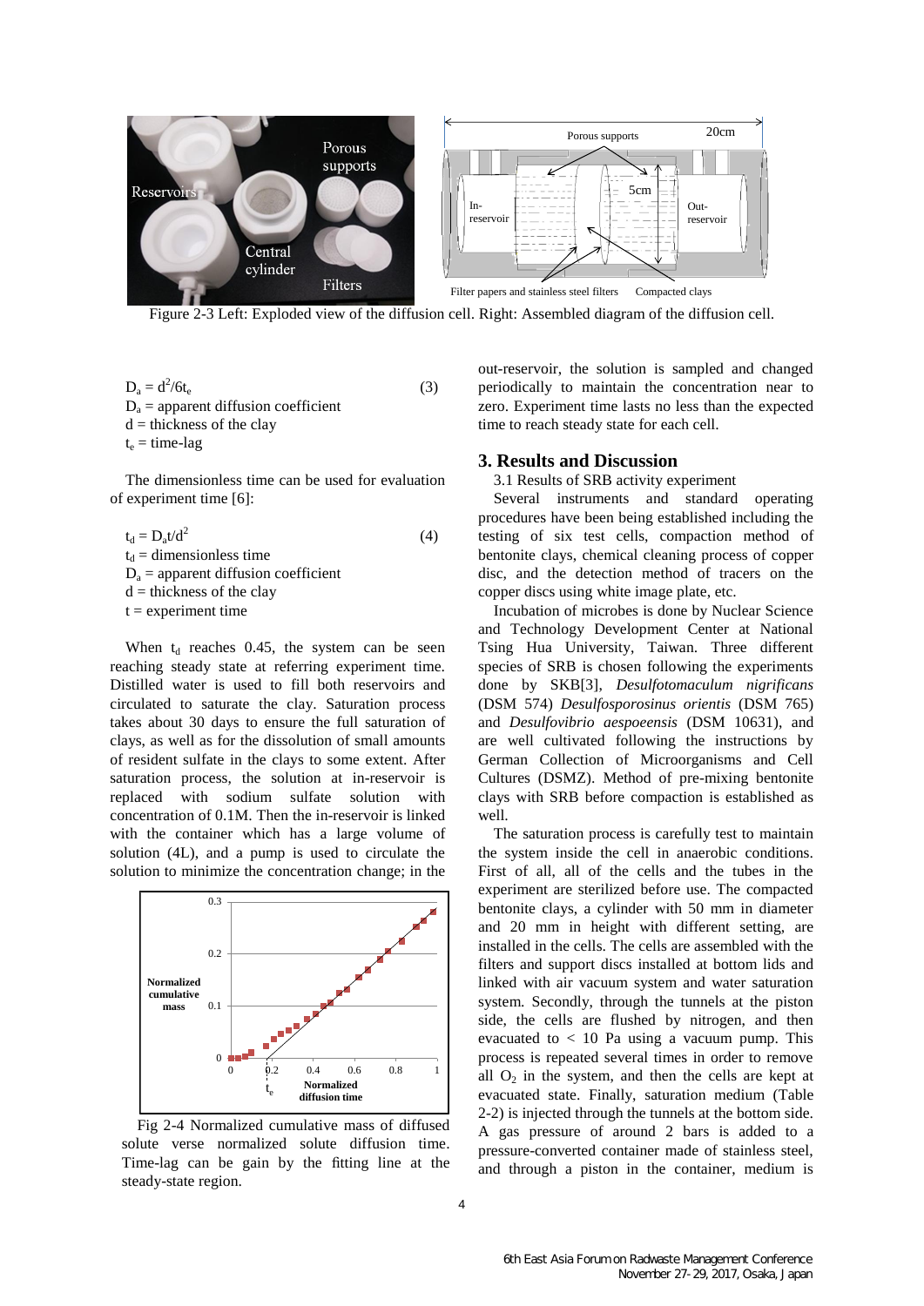Figure 2-3 Left: Exploded view of the diffusion cell. Right: Assembled diagram of the diffusion cell.

$D_a = d^2/6t_e$ (3)

$D_a$ = apparent diffusion coefficient
d = thickness of the clay
$t_e$ = time-lag

The dimensionless time can be used for evaluation of experiment time [6]:

$t_d = D_a t/d^2$ (4)

$t_d$ = dimensionless time
$D_a$ = apparent diffusion coefficient
d = thickness of the clay
t = experiment time

When $t_d$ reaches 0.45, the system can be seen reaching steady state at referring experiment time. Distilled water is used to fill both reservoirs and circulated to saturate the clay. Saturation process takes about 30 days to ensure the full saturation of clays, as well as for the dissolution of small amounts of resident sulfate in the clays to some extent. After saturation process, the solution at in-reservoir is replaced with sodium sulfate solution with concentration of 0.1M. Then the in-reservoir is linked with the container which has a large volume of solution (4L), and a pump is used to circulate the solution to minimize the concentration change; in the out-reservoir, the solution is sampled and changed periodically to maintain the concentration near to zero. Experiment time lasts no less than the expected time to reach steady state for each cell.

Fig 2-4 Normalized cumulative mass of diffused solute verse normalized solute diffusion time. Time-lag can be gain by the fitting line at the steady-state region.

## 3. Results and Discussion

3.1 Results of SRB activity experiment

Several instruments and standard operating procedures have been being established including the testing of six test cells, compaction method of bentonite clays, chemical cleaning process of copper disc, and the detection method of tracers on the copper discs using white image plate, etc.

Incubation of microbes is done by Nuclear Science and Technology Development Center at National Tsing Hua University, Taiwan. Three different species of SRB is chosen following the experiments done by SKB[3], *Desulfotomaculum nigrificans* (DSM 574) *Desulfosporosinus orientis* (DSM 765) and *Desulfovibrio aespoeensis* (DSM 10631), and are well cultivated following the instructions by German Collection of Microorganisms and Cell Cultures (DSMZ). Method of pre-mixing bentonite clays with SRB before compaction is established as well.

The saturation process is carefully test to maintain the system inside the cell in anaerobic conditions. First of all, all of the cells and the tubes in the experiment are sterilized before use. The compacted bentonite clays, a cylinder with 50 mm in diameter and 20 mm in height with different setting, are installed in the cells. The cells are assembled with the filters and support discs installed at bottom lids and linked with air vacuum system and water saturation system. Secondly, through the tunnels at the piston side, the cells are flushed by nitrogen, and then evacuated to < 10 Pa using a vacuum pump. This process is repeated several times in order to remove all $O_2$ in the system, and then the cells are kept at evacuated state. Finally, saturation medium (Table 2-2) is injected through the tunnels at the bottom side. A gas pressure of around 2 bars is added to a pressure-converted container made of stainless steel, and through a piston in the container, medium is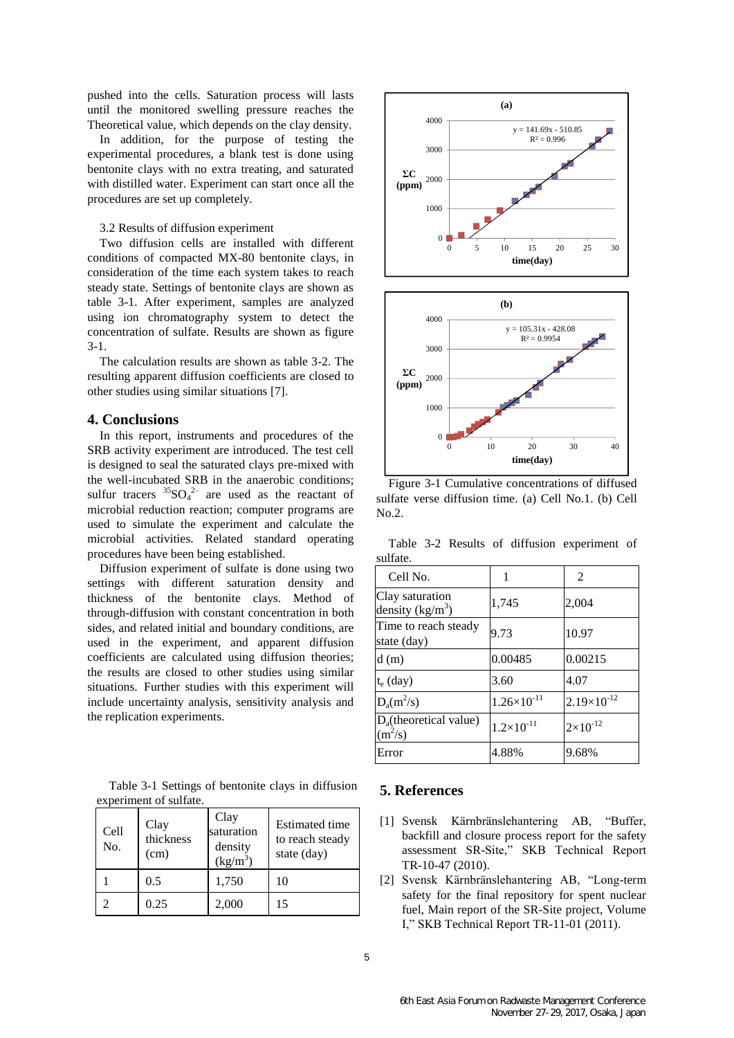pushed into the cells. Saturation process will lasts until the monitored swelling pressure reaches the Theoretical value, which depends on the clay density.

In addition, for the purpose of testing the experimental procedures, a blank test is done using bentonite clays with no extra treating, and saturated with distilled water. Experiment can start once all the procedures are set up completely.

3.2 Results of diffusion experiment

Two diffusion cells are installed with different conditions of compacted MX-80 bentonite clays, in consideration of the time each system takes to reach steady state. Settings of bentonite clays are shown as table 3-1. After experiment, samples are analyzed using ion chromatography system to detect the concentration of sulfate. Results are shown as figure 3-1.

The calculation results are shown as table 3-2. The resulting apparent diffusion coefficients are closed to other studies using similar situations [7].

## 4. Conclusions

In this report, instruments and procedures of the SRB activity experiment are introduced. The test cell is designed to seal the saturated clays pre-mixed with the well-incubated SRB in the anaerobic conditions; sulfur tracers $^{35}SO_4^{2-}$ are used as the reactant of microbial reduction reaction; computer programs are used to simulate the experiment and calculate the microbial activities. Related standard operating procedures have been being established.

Diffusion experiment of sulfate is done using two settings with different saturation density and thickness of the bentonite clays. Method of through-diffusion with constant concentration in both sides, and related initial and boundary conditions, are used in the experiment, and apparent diffusion coefficients are calculated using diffusion theories; the results are closed to other studies using similar situations. Further studies with this experiment will include uncertainty analysis, sensitivity analysis and the replication experiments.

Table 3-1 Settings of bentonite clays in diffusion experiment of sulfate.

| Cell No. | Clay thickness (cm) | Clay saturation density ($kg/m^3$) | Estimated time to reach steady state (day) |
|---|---|---|---|
| 1 | 0.5 | 1,750 | 10 |
| 2 | 0.25 | 2,000 | 15 |

Figure 3-1 Cumulative concentrations of diffused sulfate verse diffusion time. (a) Cell No.1. (b) Cell No.2.

Table 3-2 Results of diffusion experiment of sulfate.

| Cell No. | 1 | 2 |
|---|---|---|
| Clay saturation density ($kg/m^3$) | 1,745 | 2,004 |
| Time to reach steady state (day) | 9.73 | 10.97 |
| d (m) | 0.00485 | 0.00215 |
| $t_e$ (day) | 3.60 | 4.07 |
| $D_a$($m^2$/s) | $1.26\times10^{-11}$ | $2.19\times10^{-12}$ |
| $D_a$(theoretical value) ($m^2$/s) | $1.2\times10^{-11}$ | $2\times10^{-12}$ |
| Error | 4.88% | 9.68% |

## 5. References

[1] Svensk Kärnbränslehantering AB, "Buffer, backfill and closure process report for the safety assessment SR-Site," SKB Technical Report TR-10-47 (2010).

[2] Svensk Kärnbränslehantering AB, "Long-term safety for the final repository for spent nuclear fuel, Main report of the SR-Site project, Volume I," SKB Technical Report TR-11-01 (2011).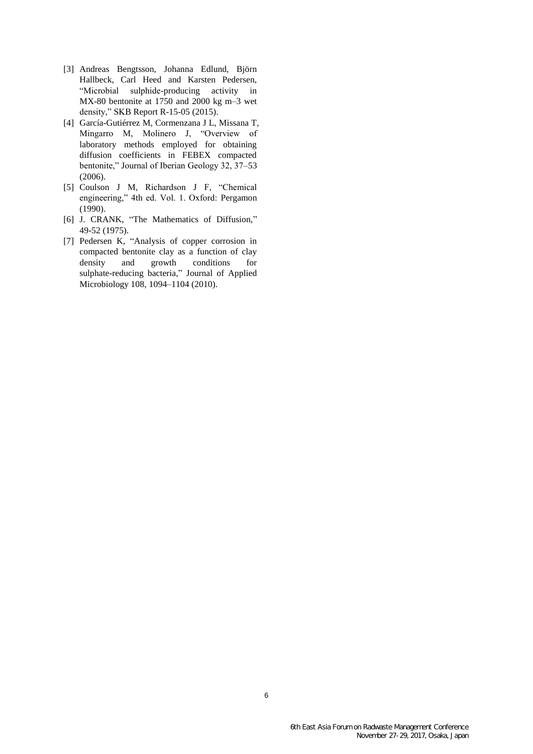[3] Andreas Bengtsson, Johanna Edlund, Björn Hallbeck, Carl Heed and Karsten Pedersen, "Microbial sulphide-producing activity in MX-80 bentonite at 1750 and 2000 kg m–3 wet density," SKB Report R-15-05 (2015).

[4] García-Gutiérrez M, Cormenzana J L, Missana T, Mingarro M, Molinero J, "Overview of laboratory methods employed for obtaining diffusion coefficients in FEBEX compacted bentonite," Journal of Iberian Geology 32, 37–53 (2006).

[5] Coulson J M, Richardson J F, "Chemical engineering," 4th ed. Vol. 1. Oxford: Pergamon (1990).

[6] J. CRANK, "The Mathematics of Diffusion," 49-52 (1975).

[7] Pedersen K, "Analysis of copper corrosion in compacted bentonite clay as a function of clay density and growth conditions for sulphate-reducing bacteria," Journal of Applied Microbiology 108, 1094–1104 (2010).